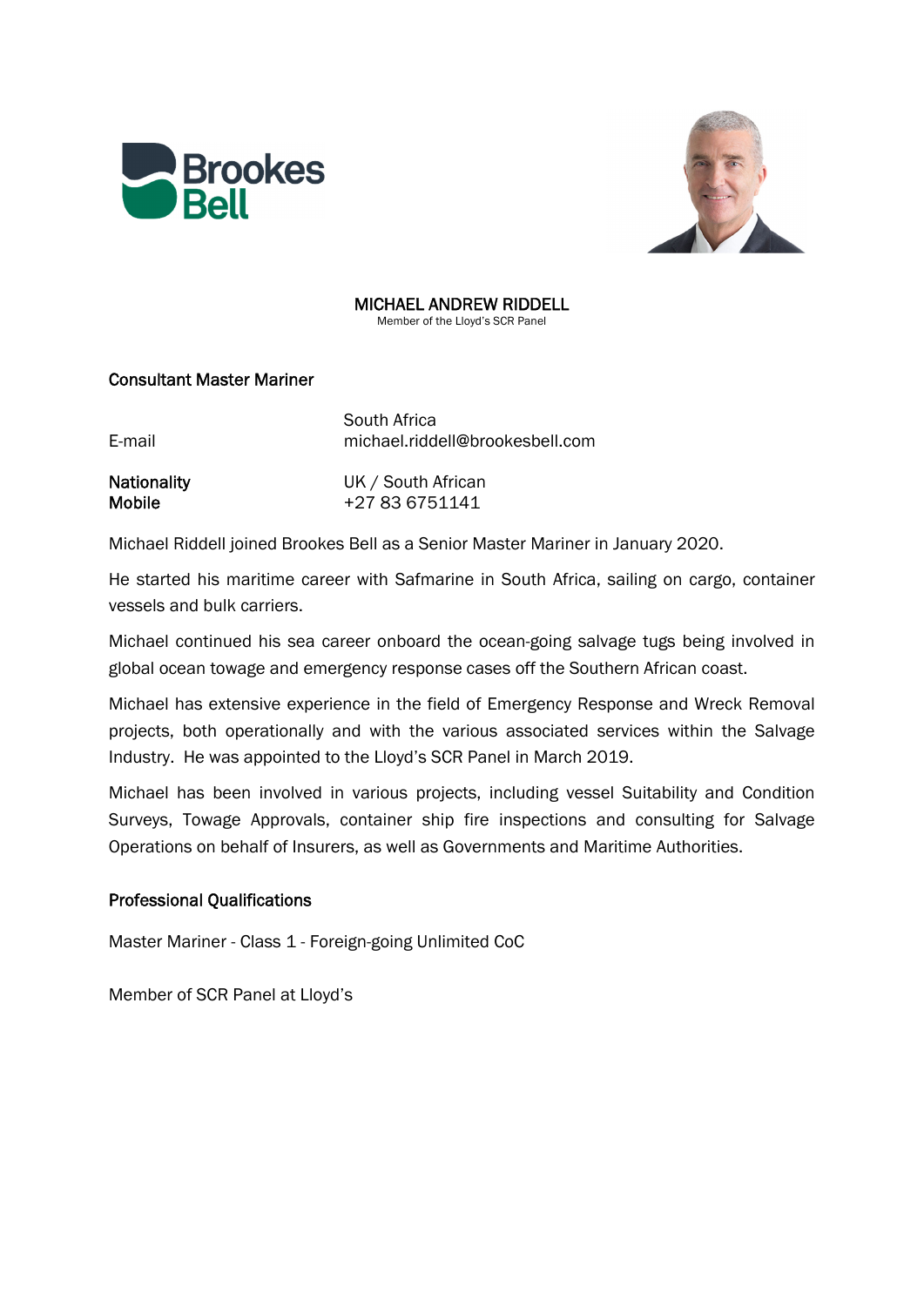# MICHAEL ANDREW RIDDELL

Member of the Lloyd's SCR Panel

## Consultant Master Mariner

| | |
|---|---|
| | South Africa |
| E-mail | michael.riddell@brookesbell.com |
| **Nationality** | UK / South African |
| **Mobile** | +27 83 6751141 |

Michael Riddell joined Brookes Bell as a Senior Master Mariner in January 2020.

He started his maritime career with Safmarine in South Africa, sailing on cargo, container vessels and bulk carriers.

Michael continued his sea career onboard the ocean-going salvage tugs being involved in global ocean towage and emergency response cases off the Southern African coast.

Michael has extensive experience in the field of Emergency Response and Wreck Removal projects, both operationally and with the various associated services within the Salvage Industry. He was appointed to the Lloyd's SCR Panel in March 2019.

Michael has been involved in various projects, including vessel Suitability and Condition Surveys, Towage Approvals, container ship fire inspections and consulting for Salvage Operations on behalf of Insurers, as well as Governments and Maritime Authorities.

## Professional Qualifications

Master Mariner - Class 1 - Foreign-going Unlimited CoC

Member of SCR Panel at Lloyd's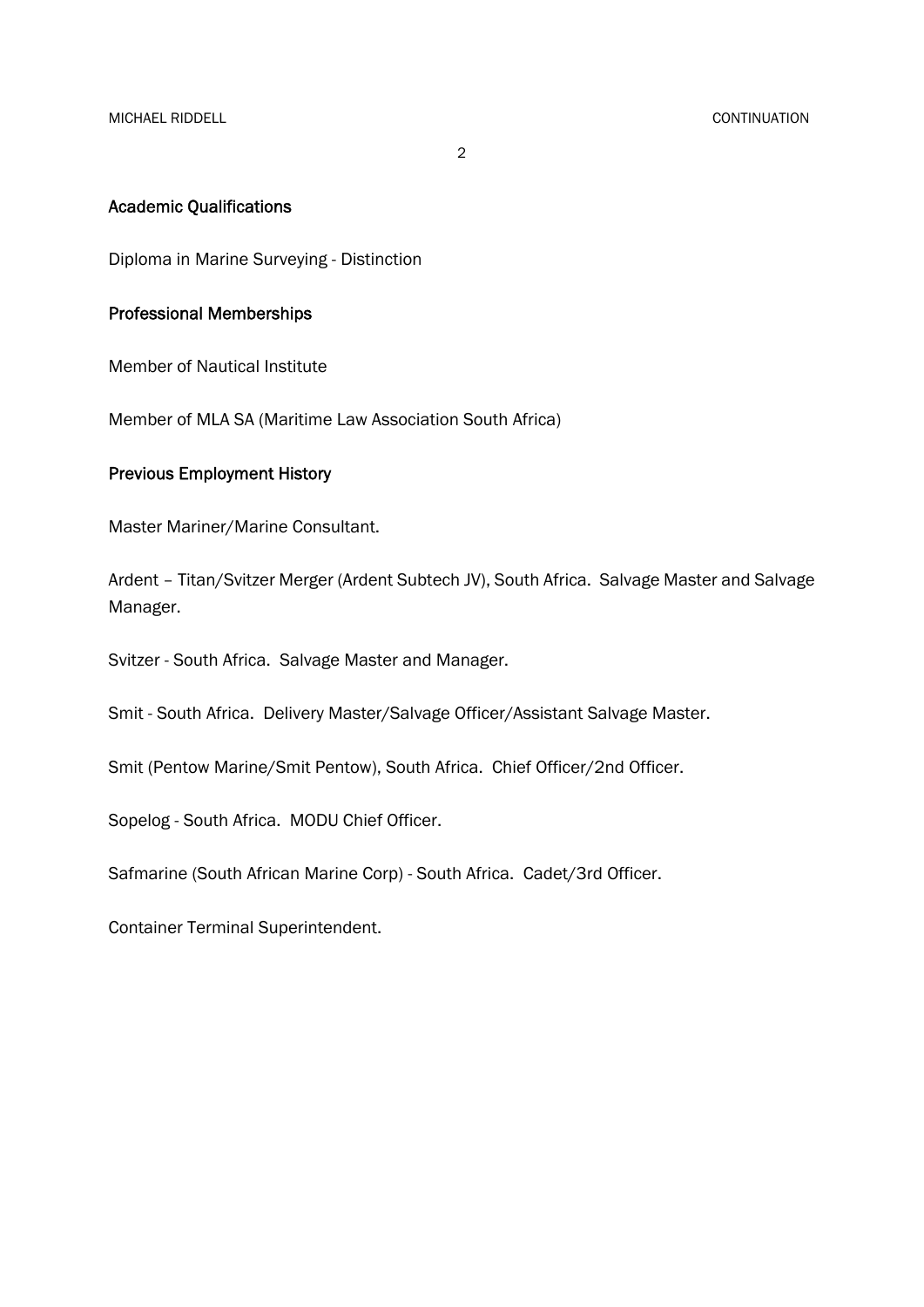## Academic Qualifications

Diploma in Marine Surveying - Distinction

## Professional Memberships

Member of Nautical Institute

Member of MLA SA (Maritime Law Association South Africa)

## Previous Employment History

Master Mariner/Marine Consultant.

Ardent – Titan/Svitzer Merger (Ardent Subtech JV), South Africa.  Salvage Master and Salvage Manager.

Svitzer - South Africa.  Salvage Master and Manager.

Smit - South Africa.  Delivery Master/Salvage Officer/Assistant Salvage Master.

Smit (Pentow Marine/Smit Pentow), South Africa.  Chief Officer/2nd Officer.

Sopelog - South Africa.  MODU Chief Officer.

Safmarine (South African Marine Corp) - South Africa.  Cadet/3rd Officer.

Container Terminal Superintendent.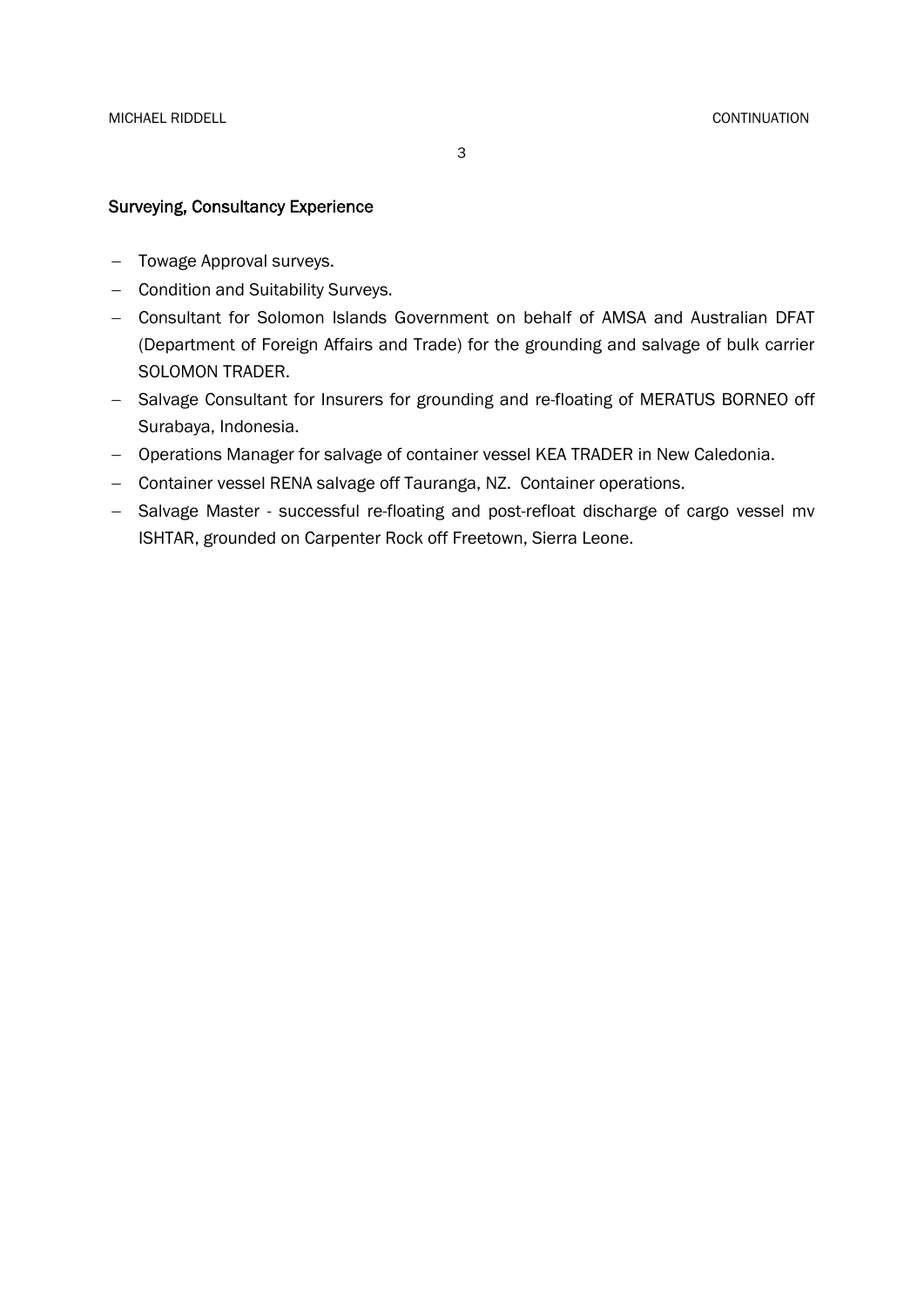## Surveying, Consultancy Experience

- Towage Approval surveys.
- Condition and Suitability Surveys.
- Consultant for Solomon Islands Government on behalf of AMSA and Australian DFAT (Department of Foreign Affairs and Trade) for the grounding and salvage of bulk carrier SOLOMON TRADER.
- Salvage Consultant for Insurers for grounding and re-floating of MERATUS BORNEO off Surabaya, Indonesia.
- Operations Manager for salvage of container vessel KEA TRADER in New Caledonia.
- Container vessel RENA salvage off Tauranga, NZ. Container operations.
- Salvage Master - successful re-floating and post-refloat discharge of cargo vessel mv ISHTAR, grounded on Carpenter Rock off Freetown, Sierra Leone.